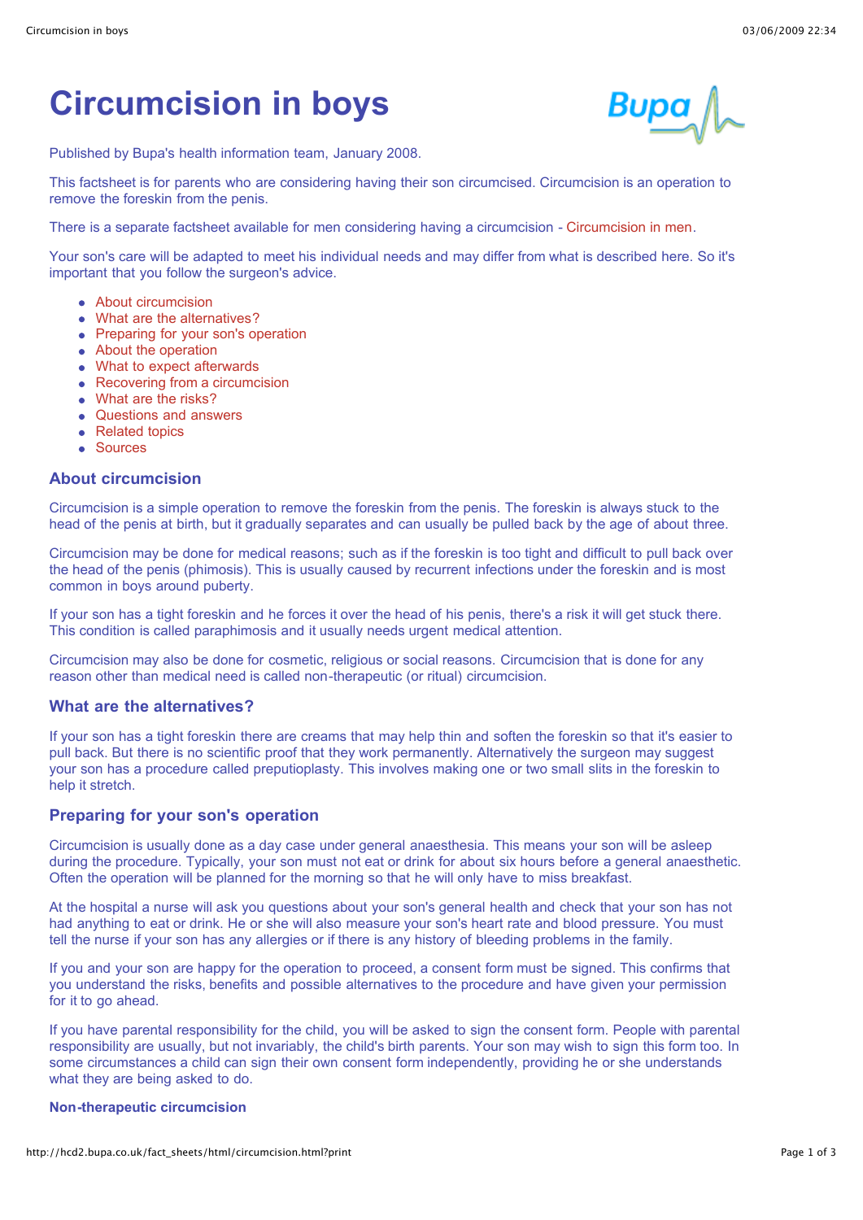# Circumcision in boys

Published by Bupa's health information team, January 2008.

This factsheet is for parents who are considering having their son circumcised. Circumcision is an operation to remove the foreskin from the penis.

There is a separate factsheet available for men considering having a circumcision - Circumcision in men.

Your son's care will be adapted to meet his individual needs and may differ from what is described here. So it's important that you follow the surgeon's advice.

- About circumcision
- What are the alternatives?
- Preparing for your son's operation
- About the operation
- What to expect afterwards
- Recovering from a circumcision
- What are the risks?
- Questions and answers
- Related topics
- Sources

## About circumcision

Circumcision is a simple operation to remove the foreskin from the penis. The foreskin is always stuck to the head of the penis at birth, but it gradually separates and can usually be pulled back by the age of about three.

Circumcision may be done for medical reasons; such as if the foreskin is too tight and difficult to pull back over the head of the penis (phimosis). This is usually caused by recurrent infections under the foreskin and is most common in boys around puberty.

If your son has a tight foreskin and he forces it over the head of his penis, there's a risk it will get stuck there. This condition is called paraphimosis and it usually needs urgent medical attention.

Circumcision may also be done for cosmetic, religious or social reasons. Circumcision that is done for any reason other than medical need is called non-therapeutic (or ritual) circumcision.

## What are the alternatives?

If your son has a tight foreskin there are creams that may help thin and soften the foreskin so that it's easier to pull back. But there is no scientific proof that they work permanently. Alternatively the surgeon may suggest your son has a procedure called preputioplasty. This involves making one or two small slits in the foreskin to help it stretch.

## Preparing for your son's operation

Circumcision is usually done as a day case under general anaesthesia. This means your son will be asleep during the procedure. Typically, your son must not eat or drink for about six hours before a general anaesthetic. Often the operation will be planned for the morning so that he will only have to miss breakfast.

At the hospital a nurse will ask you questions about your son's general health and check that your son has not had anything to eat or drink. He or she will also measure your son's heart rate and blood pressure. You must tell the nurse if your son has any allergies or if there is any history of bleeding problems in the family.

If you and your son are happy for the operation to proceed, a consent form must be signed. This confirms that you understand the risks, benefits and possible alternatives to the procedure and have given your permission for it to go ahead.

If you have parental responsibility for the child, you will be asked to sign the consent form. People with parental responsibility are usually, but not invariably, the child's birth parents. Your son may wish to sign this form too. In some circumstances a child can sign their own consent form independently, providing he or she understands what they are being asked to do.

### Non-therapeutic circumcision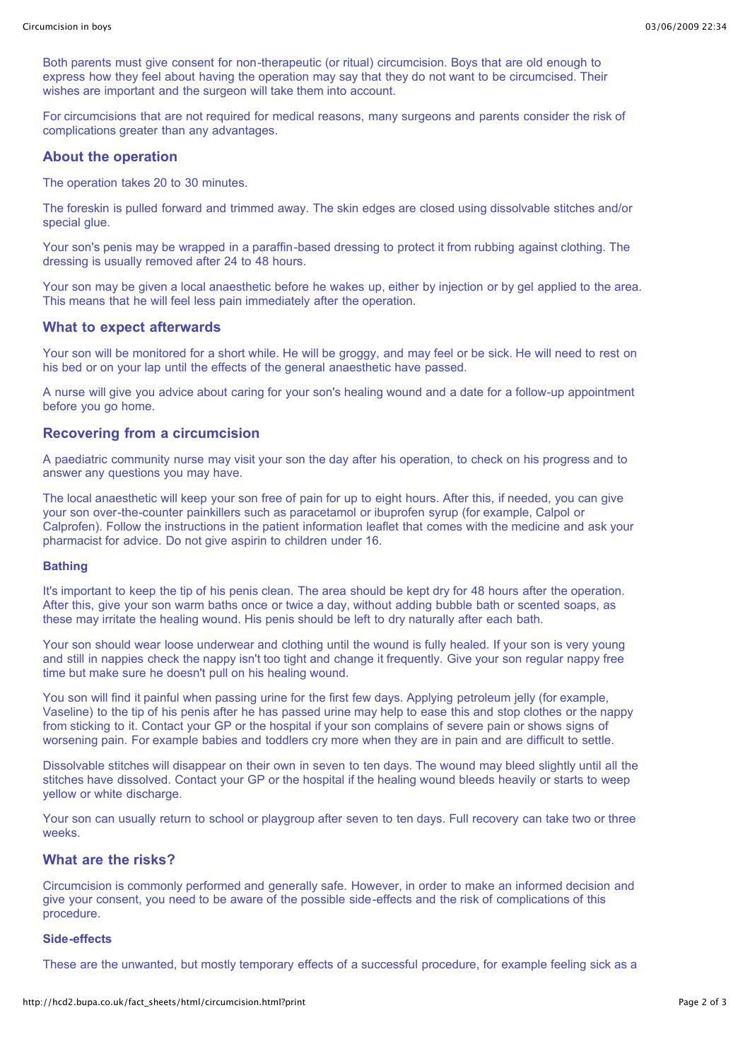Both parents must give consent for non-therapeutic (or ritual) circumcision. Boys that are old enough to express how they feel about having the operation may say that they do not want to be circumcised. Their wishes are important and the surgeon will take them into account.

For circumcisions that are not required for medical reasons, many surgeons and parents consider the risk of complications greater than any advantages.

## About the operation

The operation takes 20 to 30 minutes.

The foreskin is pulled forward and trimmed away. The skin edges are closed using dissolvable stitches and/or special glue.

Your son's penis may be wrapped in a paraffin-based dressing to protect it from rubbing against clothing. The dressing is usually removed after 24 to 48 hours.

Your son may be given a local anaesthetic before he wakes up, either by injection or by gel applied to the area. This means that he will feel less pain immediately after the operation.

## What to expect afterwards

Your son will be monitored for a short while. He will be groggy, and may feel or be sick. He will need to rest on his bed or on your lap until the effects of the general anaesthetic have passed.

A nurse will give you advice about caring for your son's healing wound and a date for a follow-up appointment before you go home.

## Recovering from a circumcision

A paediatric community nurse may visit your son the day after his operation, to check on his progress and to answer any questions you may have.

The local anaesthetic will keep your son free of pain for up to eight hours. After this, if needed, you can give your son over-the-counter painkillers such as paracetamol or ibuprofen syrup (for example, Calpol or Calprofen). Follow the instructions in the patient information leaflet that comes with the medicine and ask your pharmacist for advice. Do not give aspirin to children under 16.

### Bathing

It's important to keep the tip of his penis clean. The area should be kept dry for 48 hours after the operation. After this, give your son warm baths once or twice a day, without adding bubble bath or scented soaps, as these may irritate the healing wound. His penis should be left to dry naturally after each bath.

Your son should wear loose underwear and clothing until the wound is fully healed. If your son is very young and still in nappies check the nappy isn't too tight and change it frequently. Give your son regular nappy free time but make sure he doesn't pull on his healing wound.

You son will find it painful when passing urine for the first few days. Applying petroleum jelly (for example, Vaseline) to the tip of his penis after he has passed urine may help to ease this and stop clothes or the nappy from sticking to it. Contact your GP or the hospital if your son complains of severe pain or shows signs of worsening pain. For example babies and toddlers cry more when they are in pain and are difficult to settle.

Dissolvable stitches will disappear on their own in seven to ten days. The wound may bleed slightly until all the stitches have dissolved. Contact your GP or the hospital if the healing wound bleeds heavily or starts to weep yellow or white discharge.

Your son can usually return to school or playgroup after seven to ten days. Full recovery can take two or three weeks.

## What are the risks?

Circumcision is commonly performed and generally safe. However, in order to make an informed decision and give your consent, you need to be aware of the possible side-effects and the risk of complications of this procedure.

### Side-effects

These are the unwanted, but mostly temporary effects of a successful procedure, for example feeling sick as a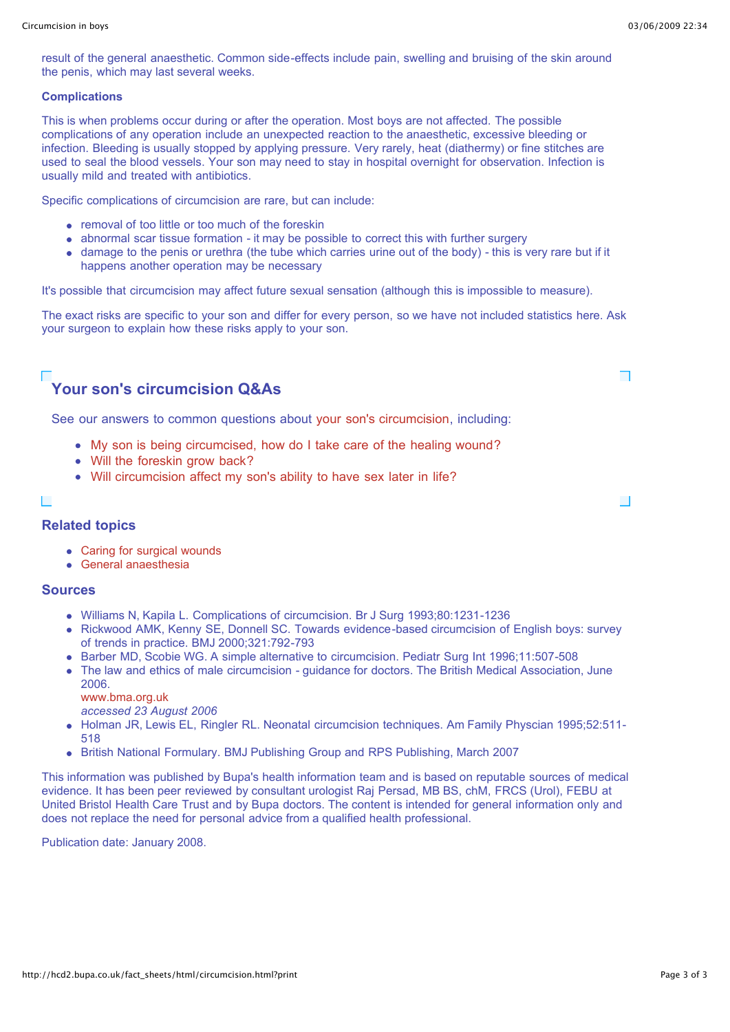result of the general anaesthetic. Common side-effects include pain, swelling and bruising of the skin around the penis, which may last several weeks.

### Complications

This is when problems occur during or after the operation. Most boys are not affected. The possible complications of any operation include an unexpected reaction to the anaesthetic, excessive bleeding or infection. Bleeding is usually stopped by applying pressure. Very rarely, heat (diathermy) or fine stitches are used to seal the blood vessels. Your son may need to stay in hospital overnight for observation. Infection is usually mild and treated with antibiotics.

Specific complications of circumcision are rare, but can include:

- removal of too little or too much of the foreskin
- abnormal scar tissue formation - it may be possible to correct this with further surgery
- damage to the penis or urethra (the tube which carries urine out of the body) - this is very rare but if it happens another operation may be necessary

It's possible that circumcision may affect future sexual sensation (although this is impossible to measure).

The exact risks are specific to your son and differ for every person, so we have not included statistics here. Ask your surgeon to explain how these risks apply to your son.

## Your son's circumcision Q&As

See our answers to common questions about your son's circumcision, including:

- My son is being circumcised, how do I take care of the healing wound?
- Will the foreskin grow back?
- Will circumcision affect my son's ability to have sex later in life?

## Related topics

- Caring for surgical wounds
- General anaesthesia

## Sources

- Williams N, Kapila L. Complications of circumcision. Br J Surg 1993;80:1231-1236
- Rickwood AMK, Kenny SE, Donnell SC. Towards evidence-based circumcision of English boys: survey of trends in practice. BMJ 2000;321:792-793
- Barber MD, Scobie WG. A simple alternative to circumcision. Pediatr Surg Int 1996;11:507-508
- The law and ethics of male circumcision - guidance for doctors. The British Medical Association, June 2006.
  www.bma.org.uk
  *accessed 23 August 2006*
- Holman JR, Lewis EL, Ringler RL. Neonatal circumcision techniques. Am Family Physcian 1995;52:511-518
- British National Formulary. BMJ Publishing Group and RPS Publishing, March 2007

This information was published by Bupa's health information team and is based on reputable sources of medical evidence. It has been peer reviewed by consultant urologist Raj Persad, MB BS, chM, FRCS (Urol), FEBU at United Bristol Health Care Trust and by Bupa doctors. The content is intended for general information only and does not replace the need for personal advice from a qualified health professional.

Publication date: January 2008.